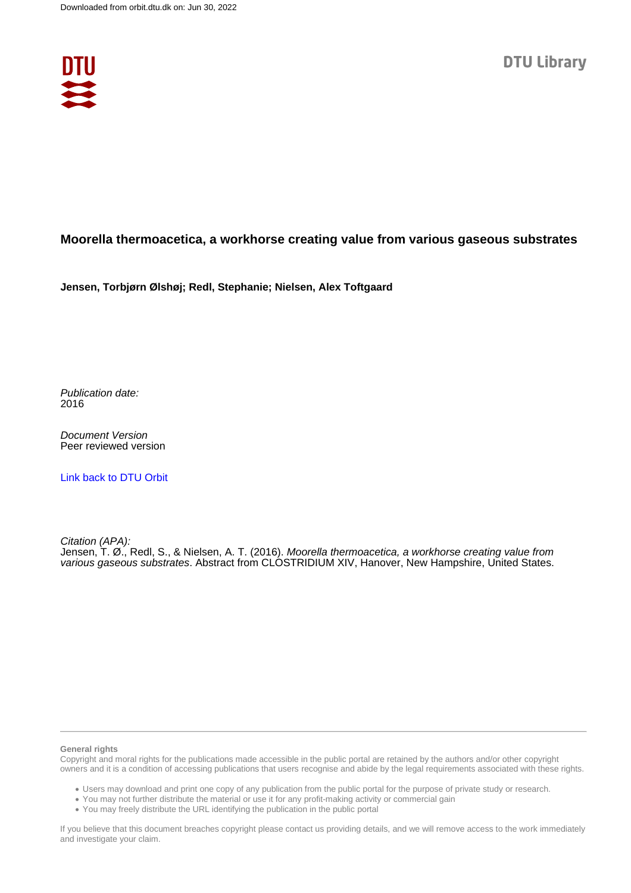Downloaded from orbit.dtu.dk on: Jun 30, 2022

DTU Library

# Moorella thermoacetica, a workhorse creating value from various gaseous substrates

**Jensen, Torbjørn Ølshøj; Redl, Stephanie; Nielsen, Alex Toftgaard**

*Publication date:*
2016

*Document Version*
Peer reviewed version

Link back to DTU Orbit

*Citation (APA):*
Jensen, T. Ø., Redl, S., & Nielsen, A. T. (2016). *Moorella thermoacetica, a workhorse creating value from various gaseous substrates*. Abstract from CLOSTRIDIUM XIV, Hanover, New Hampshire, United States.

**General rights**
Copyright and moral rights for the publications made accessible in the public portal are retained by the authors and/or other copyright owners and it is a condition of accessing publications that users recognise and abide by the legal requirements associated with these rights.

- Users may download and print one copy of any publication from the public portal for the purpose of private study or research.
- You may not further distribute the material or use it for any profit-making activity or commercial gain
- You may freely distribute the URL identifying the publication in the public portal

If you believe that this document breaches copyright please contact us providing details, and we will remove access to the work immediately and investigate your claim.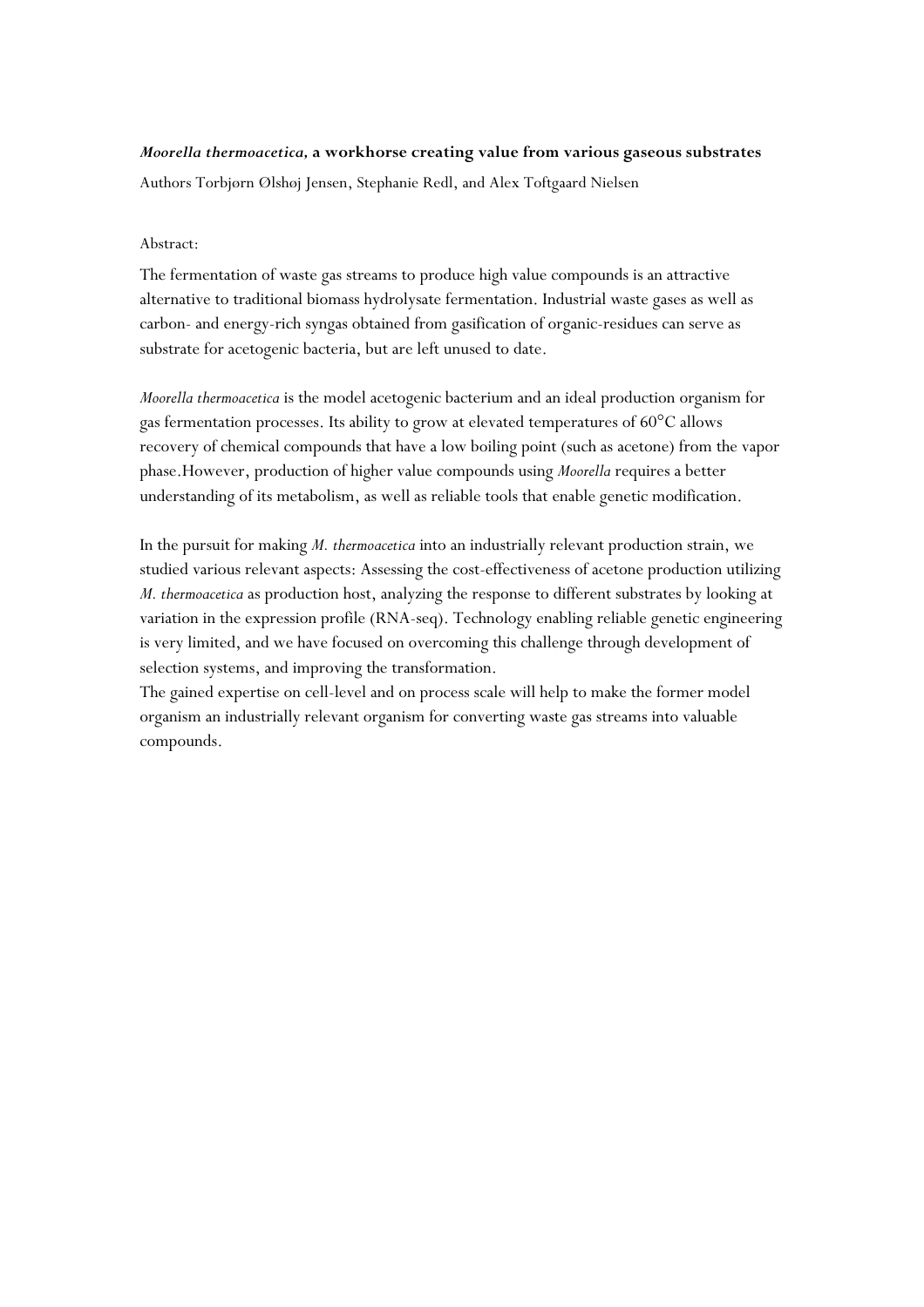***Moorella thermoacetica*, a workhorse creating value from various gaseous substrates**

Authors Torbjørn Ølshøj Jensen, Stephanie Redl, and Alex Toftgaard Nielsen

Abstract:

The fermentation of waste gas streams to produce high value compounds is an attractive alternative to traditional biomass hydrolysate fermentation. Industrial waste gases as well as carbon- and energy-rich syngas obtained from gasification of organic-residues can serve as substrate for acetogenic bacteria, but are left unused to date.

*Moorella thermoacetica* is the model acetogenic bacterium and an ideal production organism for gas fermentation processes. Its ability to grow at elevated temperatures of 60°C allows recovery of chemical compounds that have a low boiling point (such as acetone) from the vapor phase.However, production of higher value compounds using *Moorella* requires a better understanding of its metabolism, as well as reliable tools that enable genetic modification.

In the pursuit for making *M. thermoacetica* into an industrially relevant production strain, we studied various relevant aspects: Assessing the cost-effectiveness of acetone production utilizing *M. thermoacetica* as production host, analyzing the response to different substrates by looking at variation in the expression profile (RNA-seq). Technology enabling reliable genetic engineering is very limited, and we have focused on overcoming this challenge through development of selection systems, and improving the transformation.

The gained expertise on cell-level and on process scale will help to make the former model organism an industrially relevant organism for converting waste gas streams into valuable compounds.